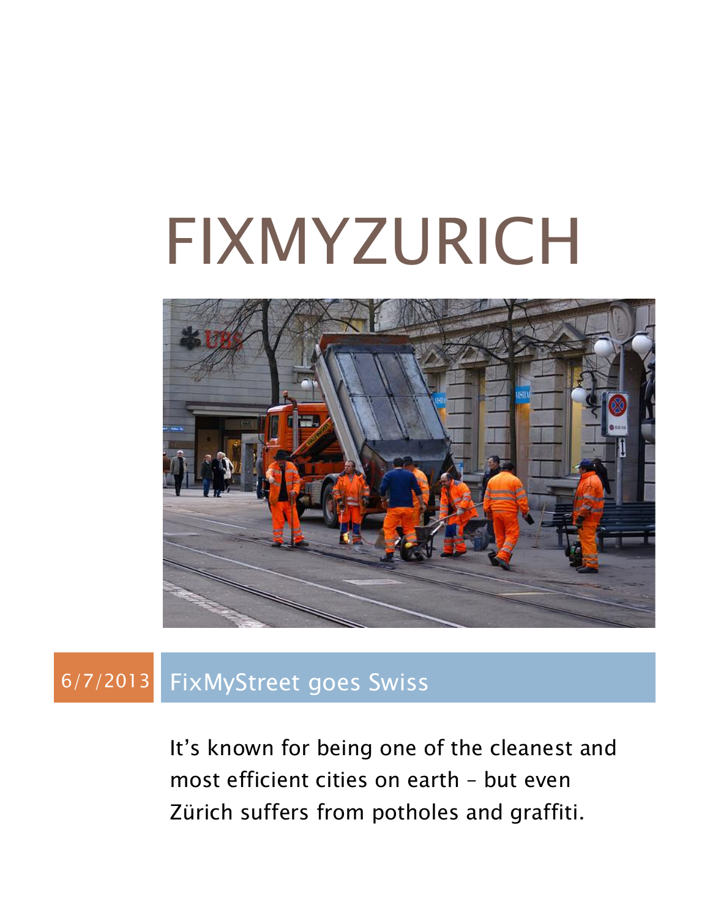# FIXMYZURICH

6/7/2013

## FixMyStreet goes Swiss

It's known for being one of the cleanest and most efficient cities on earth – but even Zürich suffers from potholes and graffiti.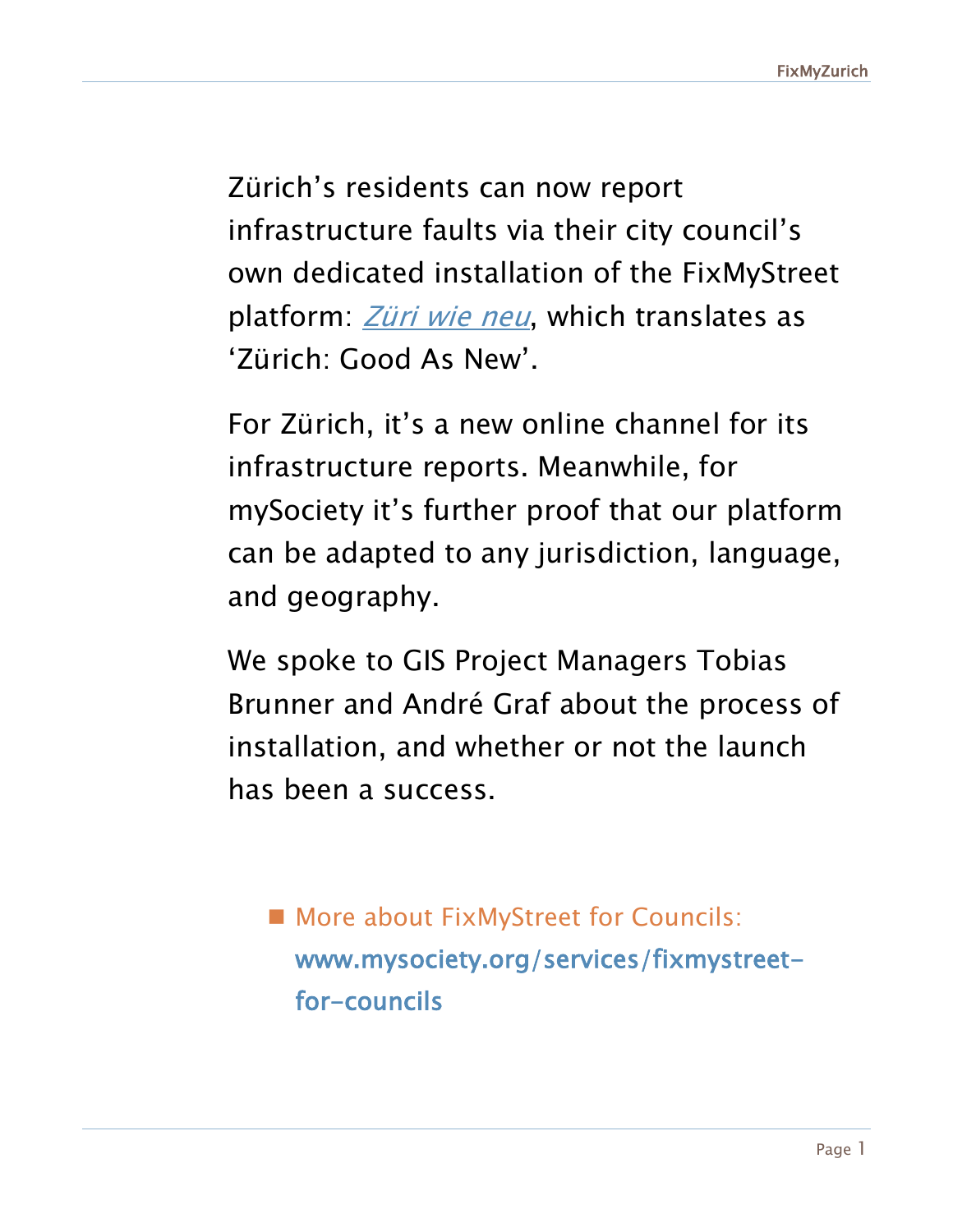Zürich's residents can now report infrastructure faults via their city council's own dedicated installation of the FixMyStreet platform: *Züri wie neu*, which translates as 'Zürich: Good As New'.

For Zürich, it's a new online channel for its infrastructure reports. Meanwhile, for mySociety it's further proof that our platform can be adapted to any jurisdiction, language, and geography.

We spoke to GIS Project Managers Tobias Brunner and André Graf about the process of installation, and whether or not the launch has been a success.

- More about FixMyStreet for Councils: **www.mysociety.org/services/fixmystreet-for-councils**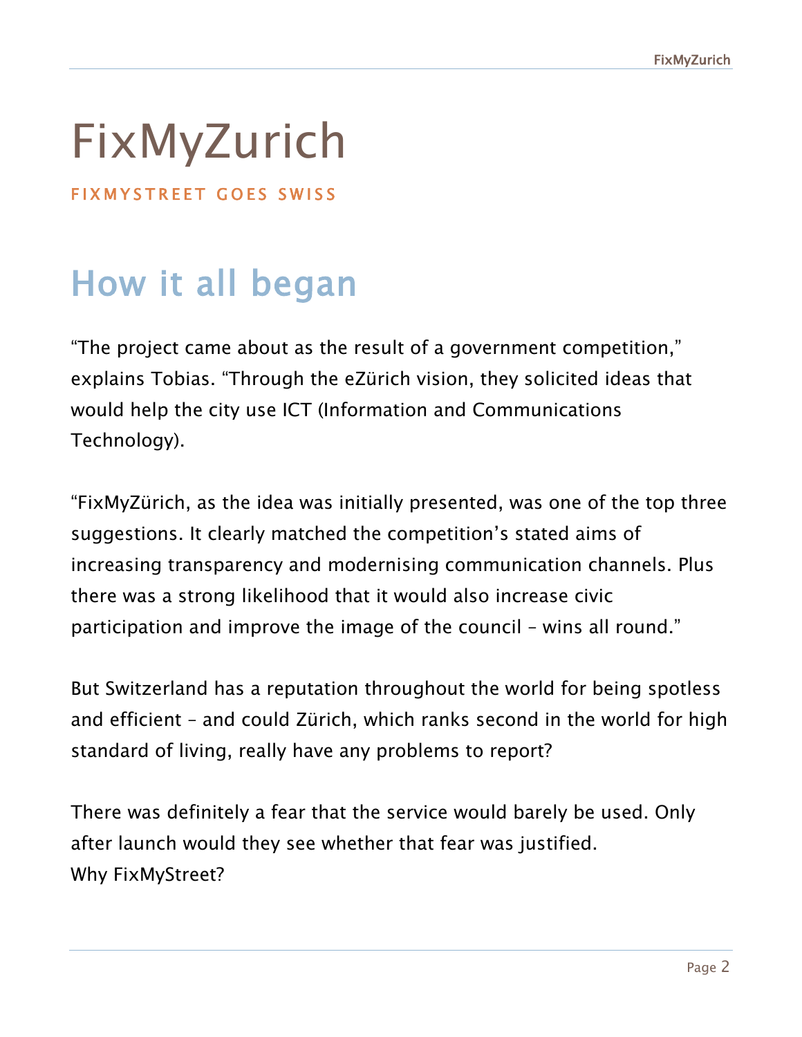# FixMyZurich

FIXMYSTREET GOES SWISS

## How it all began

"The project came about as the result of a government competition," explains Tobias. "Through the eZürich vision, they solicited ideas that would help the city use ICT (Information and Communications Technology).

"FixMyZürich, as the idea was initially presented, was one of the top three suggestions. It clearly matched the competition's stated aims of increasing transparency and modernising communication channels. Plus there was a strong likelihood that it would also increase civic participation and improve the image of the council – wins all round."

But Switzerland has a reputation throughout the world for being spotless and efficient – and could Zürich, which ranks second in the world for high standard of living, really have any problems to report?

There was definitely a fear that the service would barely be used. Only after launch would they see whether that fear was justified.
Why FixMyStreet?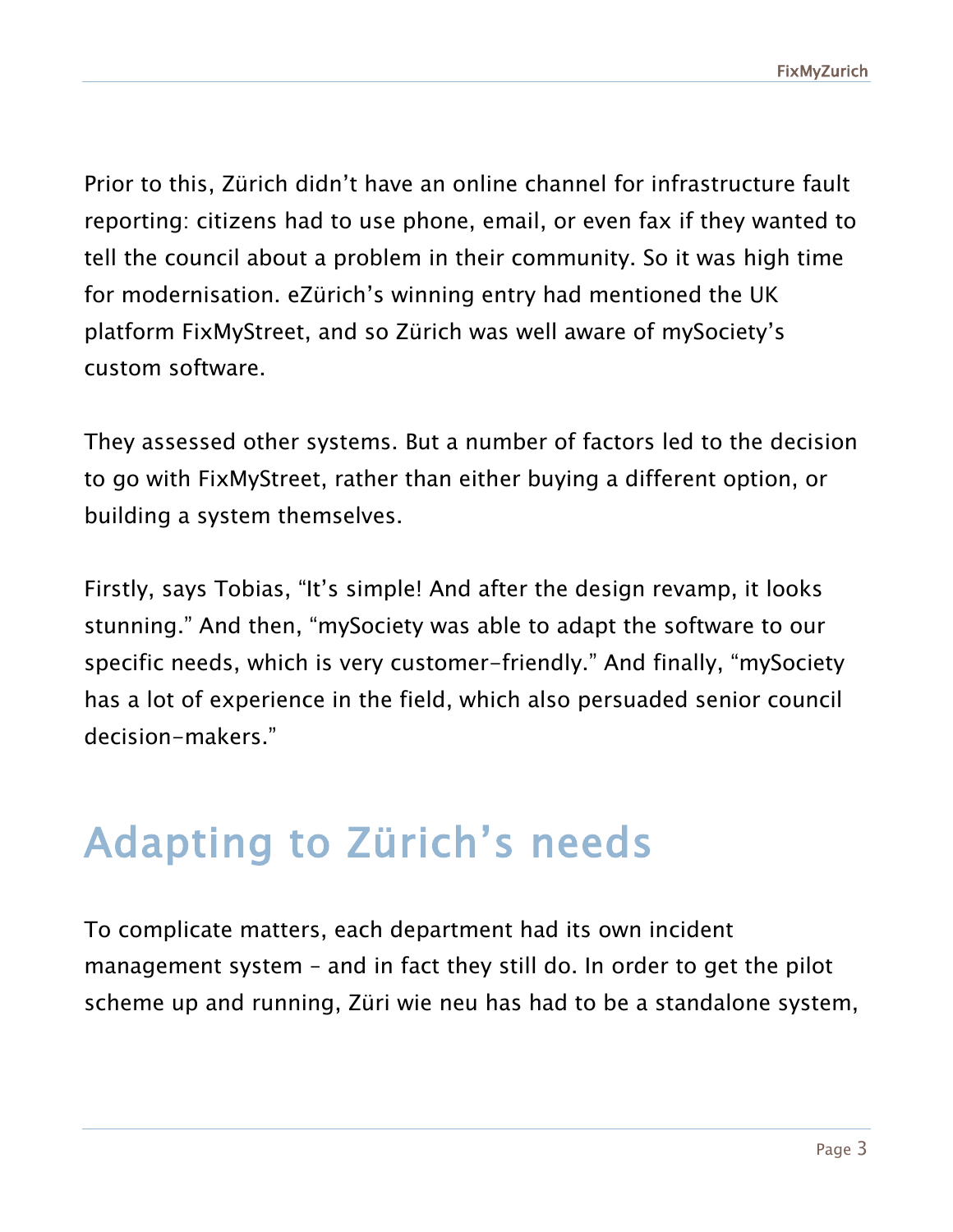Prior to this, Zürich didn't have an online channel for infrastructure fault reporting: citizens had to use phone, email, or even fax if they wanted to tell the council about a problem in their community. So it was high time for modernisation. eZürich's winning entry had mentioned the UK platform FixMyStreet, and so Zürich was well aware of mySociety's custom software.

They assessed other systems. But a number of factors led to the decision to go with FixMyStreet, rather than either buying a different option, or building a system themselves.

Firstly, says Tobias, "It's simple! And after the design revamp, it looks stunning." And then, "mySociety was able to adapt the software to our specific needs, which is very customer-friendly." And finally, "mySociety has a lot of experience in the field, which also persuaded senior council decision-makers."

# Adapting to Zürich's needs

To complicate matters, each department had its own incident management system – and in fact they still do. In order to get the pilot scheme up and running, Züri wie neu has had to be a standalone system,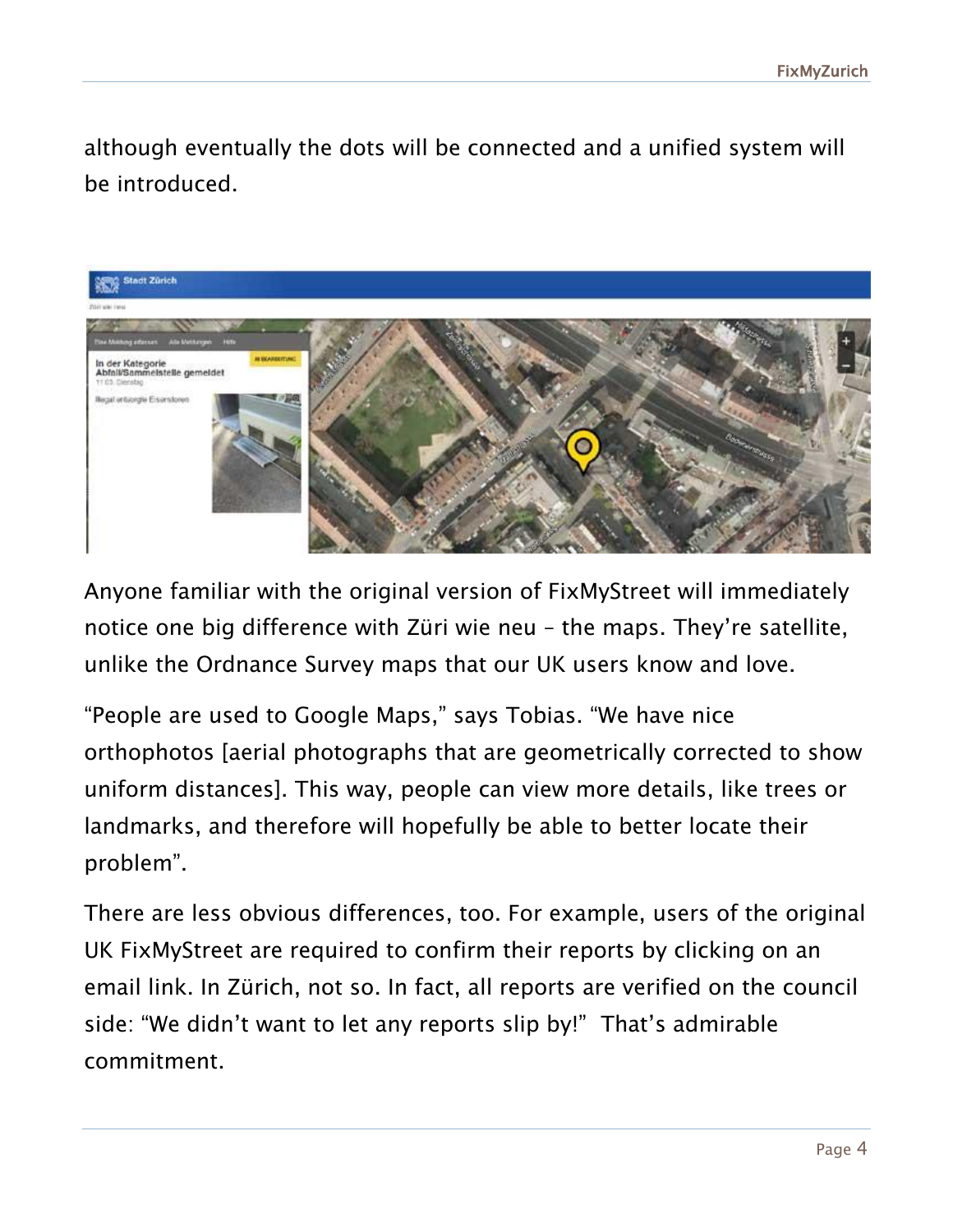although eventually the dots will be connected and a unified system will be introduced.

Anyone familiar with the original version of FixMyStreet will immediately notice one big difference with Züri wie neu – the maps. They're satellite, unlike the Ordnance Survey maps that our UK users know and love.

"People are used to Google Maps," says Tobias. "We have nice orthophotos [aerial photographs that are geometrically corrected to show uniform distances]. This way, people can view more details, like trees or landmarks, and therefore will hopefully be able to better locate their problem".

There are less obvious differences, too. For example, users of the original UK FixMyStreet are required to confirm their reports by clicking on an email link. In Zürich, not so. In fact, all reports are verified on the council side: "We didn't want to let any reports slip by!" That's admirable commitment.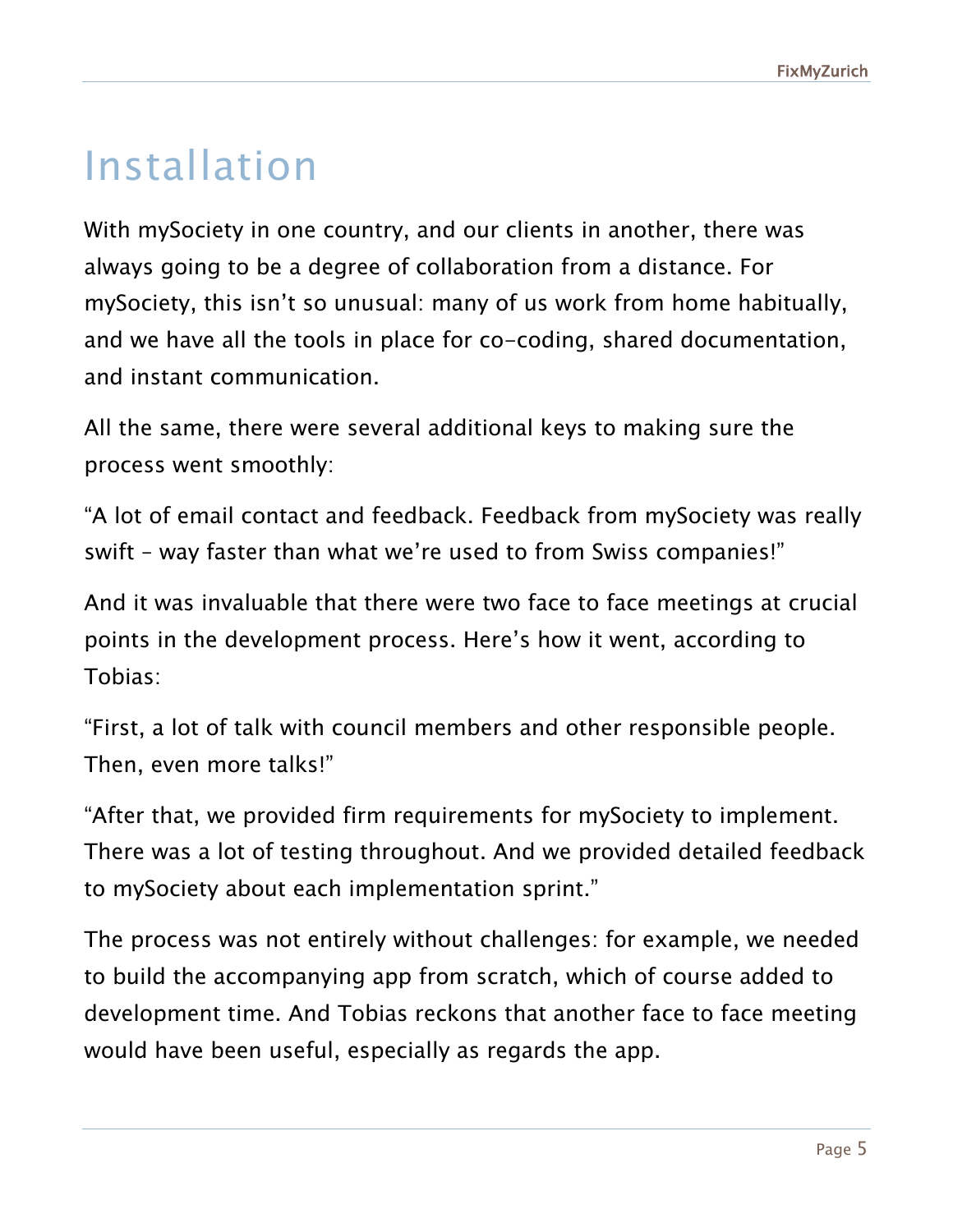# Installation

With mySociety in one country, and our clients in another, there was always going to be a degree of collaboration from a distance. For mySociety, this isn't so unusual: many of us work from home habitually, and we have all the tools in place for co-coding, shared documentation, and instant communication.

All the same, there were several additional keys to making sure the process went smoothly:

"A lot of email contact and feedback. Feedback from mySociety was really swift – way faster than what we're used to from Swiss companies!"

And it was invaluable that there were two face to face meetings at crucial points in the development process. Here's how it went, according to Tobias:

"First, a lot of talk with council members and other responsible people. Then, even more talks!"

"After that, we provided firm requirements for mySociety to implement. There was a lot of testing throughout. And we provided detailed feedback to mySociety about each implementation sprint."

The process was not entirely without challenges: for example, we needed to build the accompanying app from scratch, which of course added to development time. And Tobias reckons that another face to face meeting would have been useful, especially as regards the app.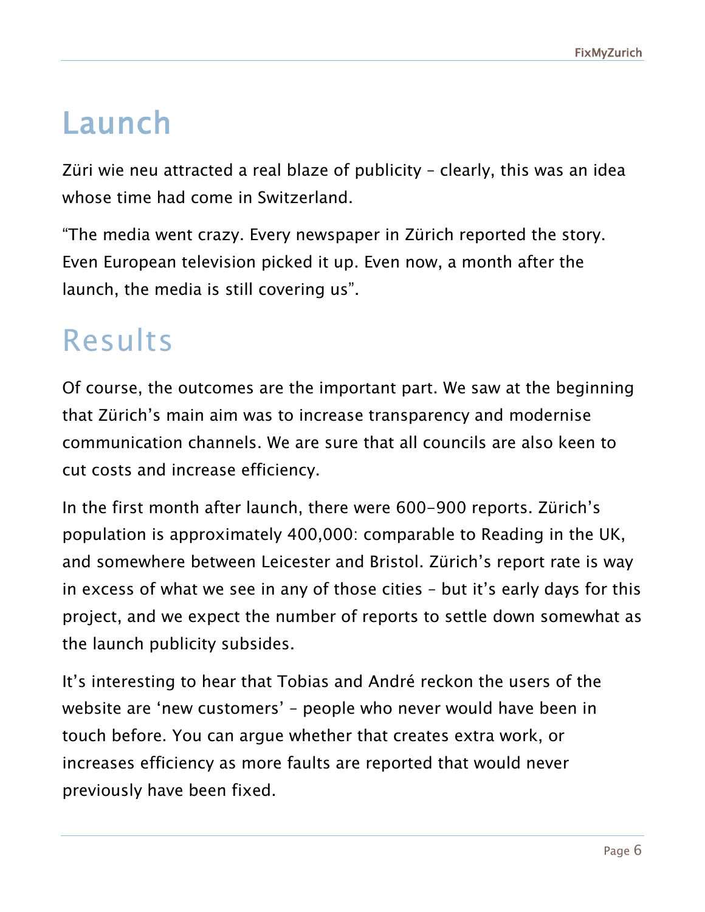# Launch

Züri wie neu attracted a real blaze of publicity – clearly, this was an idea whose time had come in Switzerland.

"The media went crazy. Every newspaper in Zürich reported the story. Even European television picked it up. Even now, a month after the launch, the media is still covering us".

# Results

Of course, the outcomes are the important part. We saw at the beginning that Zürich's main aim was to increase transparency and modernise communication channels. We are sure that all councils are also keen to cut costs and increase efficiency.

In the first month after launch, there were 600-900 reports. Zürich's population is approximately 400,000: comparable to Reading in the UK, and somewhere between Leicester and Bristol. Zürich's report rate is way in excess of what we see in any of those cities – but it's early days for this project, and we expect the number of reports to settle down somewhat as the launch publicity subsides.

It's interesting to hear that Tobias and André reckon the users of the website are 'new customers' – people who never would have been in touch before. You can argue whether that creates extra work, or increases efficiency as more faults are reported that would never previously have been fixed.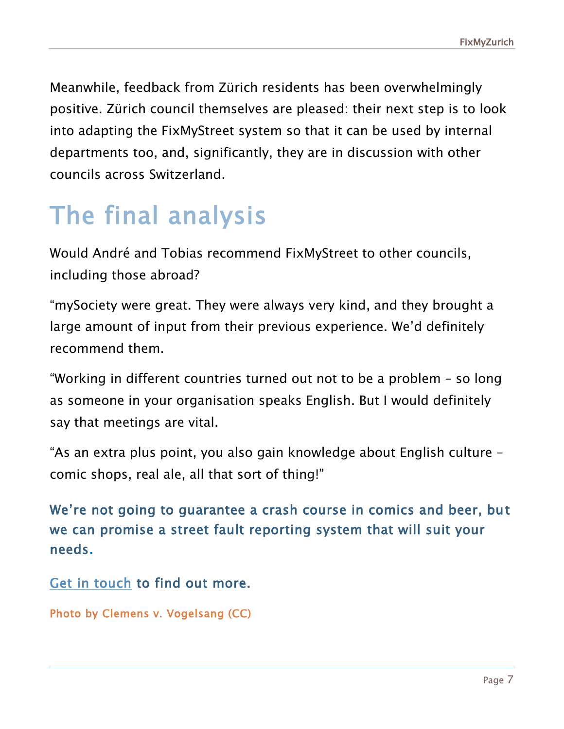Meanwhile, feedback from Zürich residents has been overwhelmingly positive. Zürich council themselves are pleased: their next step is to look into adapting the FixMyStreet system so that it can be used by internal departments too, and, significantly, they are in discussion with other councils across Switzerland.

# The final analysis

Would André and Tobias recommend FixMyStreet to other councils, including those abroad?

"mySociety were great. They were always very kind, and they brought a large amount of input from their previous experience. We'd definitely recommend them.

"Working in different countries turned out not to be a problem – so long as someone in your organisation speaks English. But I would definitely say that meetings are vital.

"As an extra plus point, you also gain knowledge about English culture – comic shops, real ale, all that sort of thing!"

**We're not going to guarantee a crash course in comics and beer, but we can promise a street fault reporting system that will suit your needs.**

**Get in touch to find out more.**

Photo by Clemens v. Vogelsang (CC)